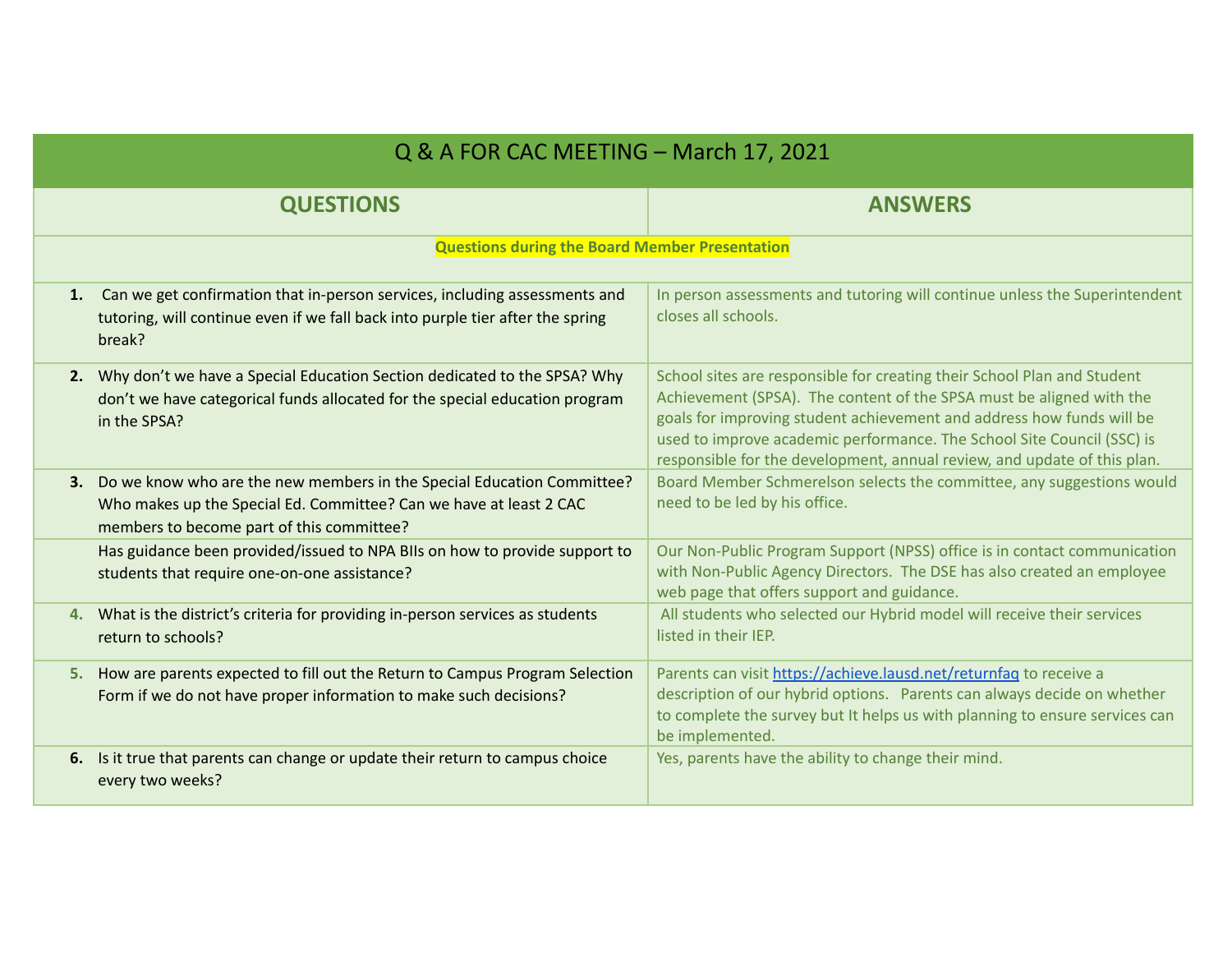| Q & A FOR CAC MEETING – March 17, 2021 | |
|---|---|
| **QUESTIONS** | **ANSWERS** |
| **Questions during the Board Member Presentation** | |
| **1.** Can we get confirmation that in-person services, including assessments and tutoring, will continue even if we fall back into purple tier after the spring break? | In person assessments and tutoring will continue unless the Superintendent closes all schools. |
| **2.** Why don't we have a Special Education Section dedicated to the SPSA? Why don't we have categorical funds allocated for the special education program in the SPSA? | School sites are responsible for creating their School Plan and Student Achievement (SPSA). The content of the SPSA must be aligned with the goals for improving student achievement and address how funds will be used to improve academic performance. The School Site Council (SSC) is responsible for the development, annual review, and update of this plan. |
| **3.** Do we know who are the new members in the Special Education Committee? Who makes up the Special Ed. Committee? Can we have at least 2 CAC members to become part of this committee? | Board Member Schmerelson selects the committee, any suggestions would need to be led by his office. |
| Has guidance been provided/issued to NPA BIIs on how to provide support to students that require one-on-one assistance? | Our Non-Public Program Support (NPSS) office is in contact communication with Non-Public Agency Directors. The DSE has also created an employee web page that offers support and guidance. |
| **4.** What is the district's criteria for providing in-person services as students return to schools? | All students who selected our Hybrid model will receive their services listed in their IEP. |
| **5.** How are parents expected to fill out the Return to Campus Program Selection Form if we do not have proper information to make such decisions? | Parents can visit https://achieve.lausd.net/returnfaq to receive a description of our hybrid options. Parents can always decide on whether to complete the survey but It helps us with planning to ensure services can be implemented. |
| **6.** Is it true that parents can change or update their return to campus choice every two weeks? | Yes, parents have the ability to change their mind. |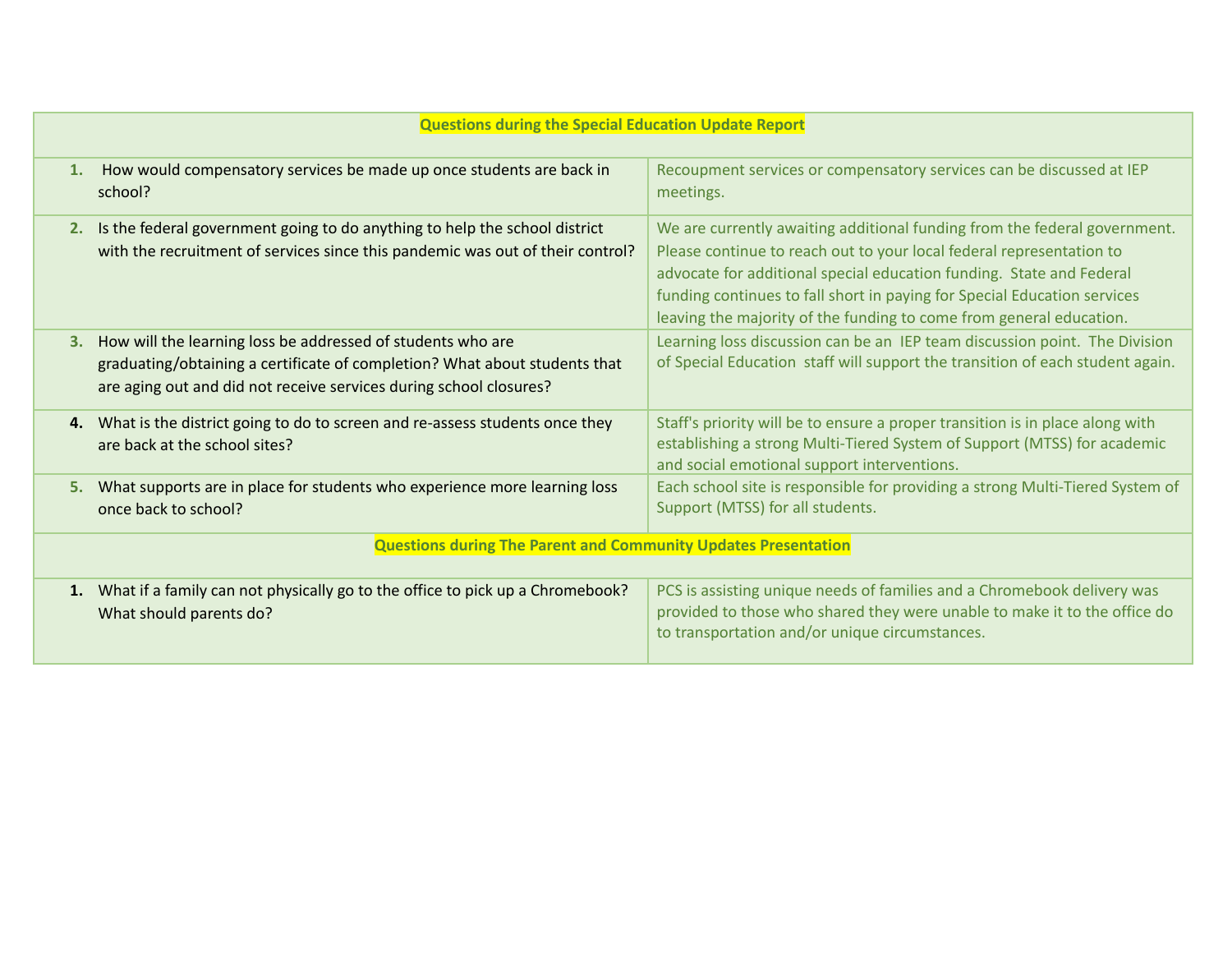| Questions during the Special Education Update Report | |
|---|---|
| 1. How would compensatory services be made up once students are back in school? | Recoupment services or compensatory services can be discussed at IEP meetings. |
| 2. Is the federal government going to do anything to help the school district with the recruitment of services since this pandemic was out of their control? | We are currently awaiting additional funding from the federal government. Please continue to reach out to your local federal representation to advocate for additional special education funding. State and Federal funding continues to fall short in paying for Special Education services leaving the majority of the funding to come from general education. |
| 3. How will the learning loss be addressed of students who are graduating/obtaining a certificate of completion? What about students that are aging out and did not receive services during school closures? | Learning loss discussion can be an IEP team discussion point. The Division of Special Education staff will support the transition of each student again. |
| 4. What is the district going to do to screen and re-assess students once they are back at the school sites? | Staff's priority will be to ensure a proper transition is in place along with establishing a strong Multi-Tiered System of Support (MTSS) for academic and social emotional support interventions. |
| 5. What supports are in place for students who experience more learning loss once back to school? | Each school site is responsible for providing a strong Multi-Tiered System of Support (MTSS) for all students. |
| **Questions during The Parent and Community Updates Presentation** | |
| 1. What if a family can not physically go to the office to pick up a Chromebook? What should parents do? | PCS is assisting unique needs of families and a Chromebook delivery was provided to those who shared they were unable to make it to the office do to transportation and/or unique circumstances. |